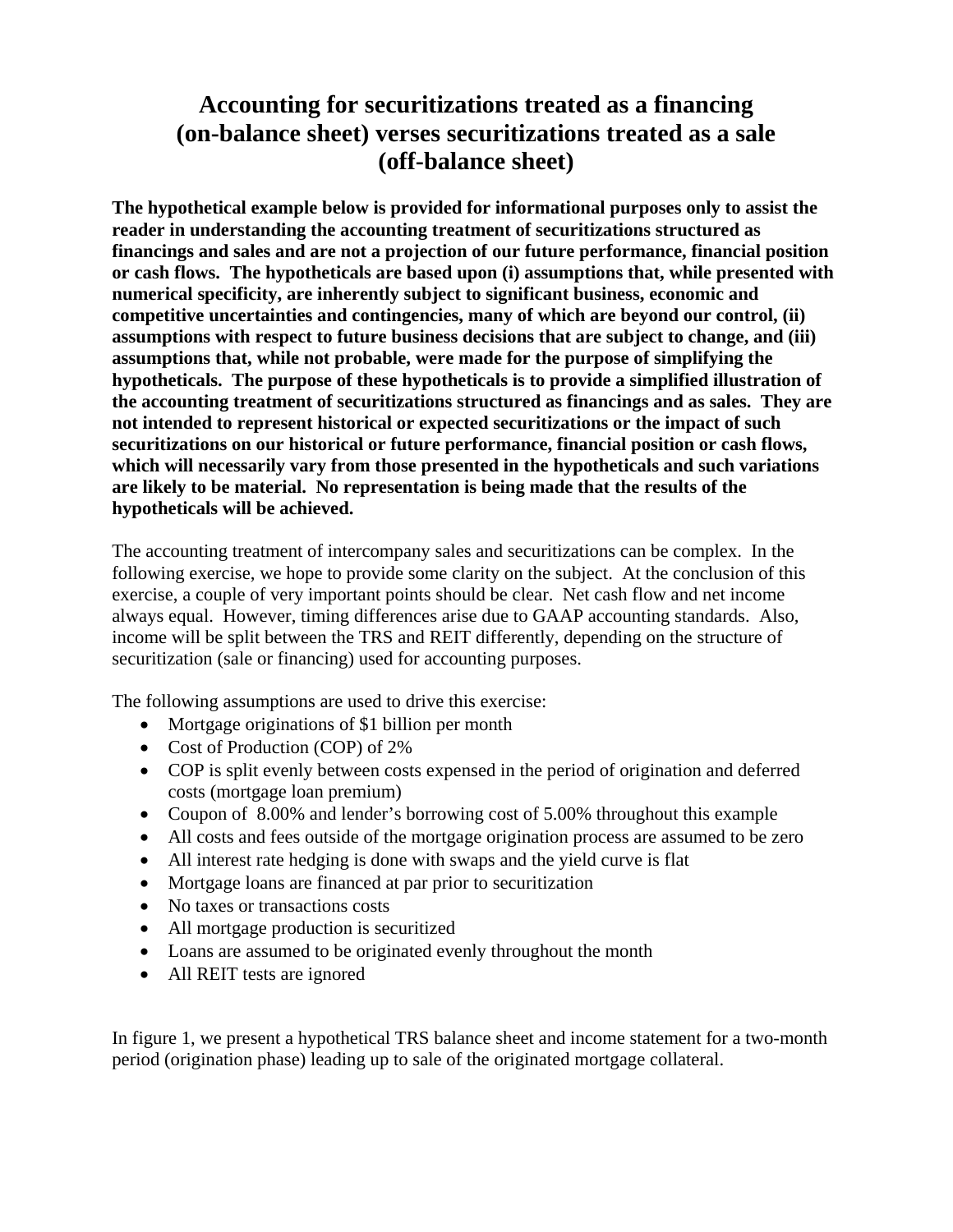# Accounting for securitizations treated as a financing (on-balance sheet) verses securitizations treated as a sale (off-balance sheet)

**The hypothetical example below is provided for informational purposes only to assist the reader in understanding the accounting treatment of securitizations structured as financings and sales and are not a projection of our future performance, financial position or cash flows. The hypotheticals are based upon (i) assumptions that, while presented with numerical specificity, are inherently subject to significant business, economic and competitive uncertainties and contingencies, many of which are beyond our control, (ii) assumptions with respect to future business decisions that are subject to change, and (iii) assumptions that, while not probable, were made for the purpose of simplifying the hypotheticals. The purpose of these hypotheticals is to provide a simplified illustration of the accounting treatment of securitizations structured as financings and as sales. They are not intended to represent historical or expected securitizations or the impact of such securitizations on our historical or future performance, financial position or cash flows, which will necessarily vary from those presented in the hypotheticals and such variations are likely to be material. No representation is being made that the results of the hypotheticals will be achieved.**

The accounting treatment of intercompany sales and securitizations can be complex. In the following exercise, we hope to provide some clarity on the subject. At the conclusion of this exercise, a couple of very important points should be clear. Net cash flow and net income always equal. However, timing differences arise due to GAAP accounting standards. Also, income will be split between the TRS and REIT differently, depending on the structure of securitization (sale or financing) used for accounting purposes.

The following assumptions are used to drive this exercise:

- Mortgage originations of $1 billion per month
- Cost of Production (COP) of 2%
- COP is split evenly between costs expensed in the period of origination and deferred costs (mortgage loan premium)
- Coupon of 8.00% and lender's borrowing cost of 5.00% throughout this example
- All costs and fees outside of the mortgage origination process are assumed to be zero
- All interest rate hedging is done with swaps and the yield curve is flat
- Mortgage loans are financed at par prior to securitization
- No taxes or transactions costs
- All mortgage production is securitized
- Loans are assumed to be originated evenly throughout the month
- All REIT tests are ignored

In figure 1, we present a hypothetical TRS balance sheet and income statement for a two-month period (origination phase) leading up to sale of the originated mortgage collateral.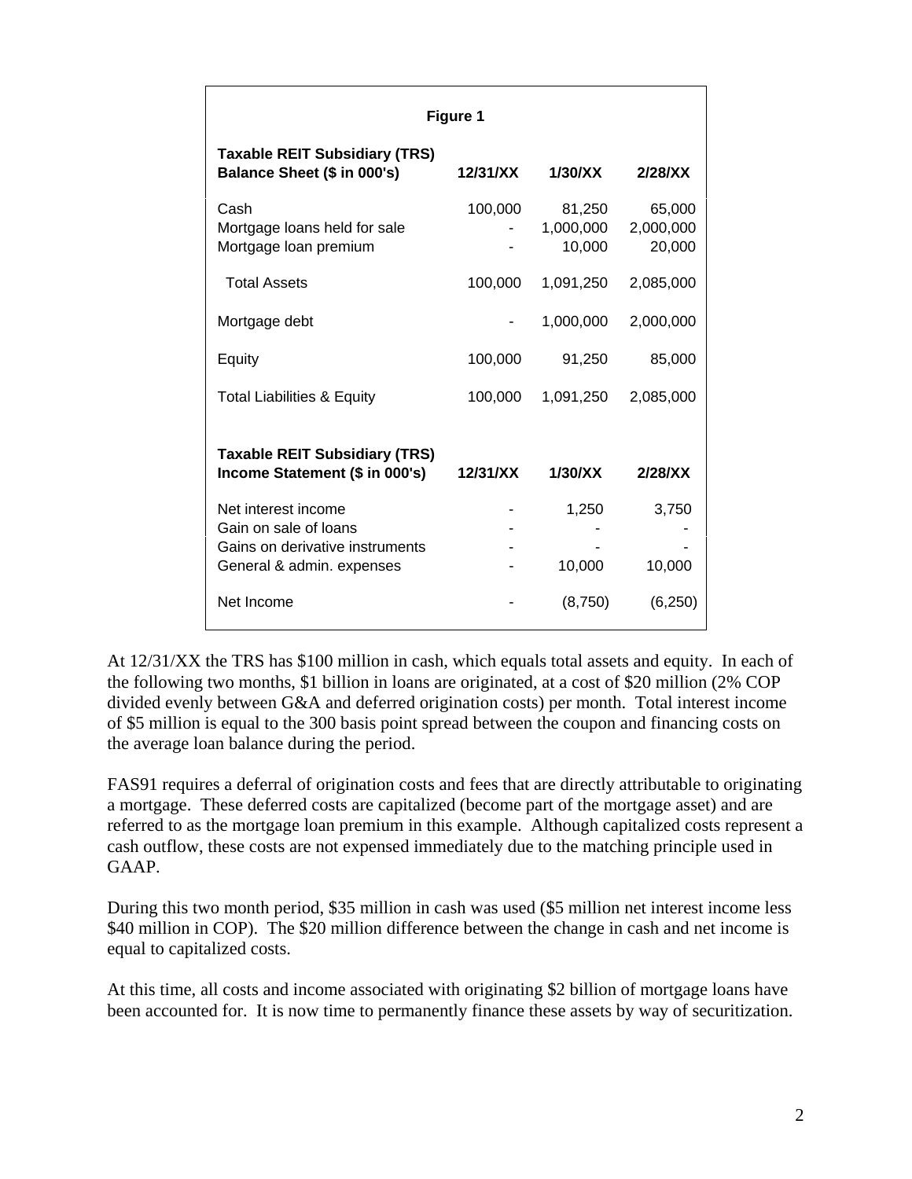**Figure 1**

| Taxable REIT Subsidiary (TRS) Balance Sheet ($ in 000's) | 12/31/XX | 1/30/XX | 2/28/XX |
|---|---|---|---|
| Cash | 100,000 | 81,250 | 65,000 |
| Mortgage loans held for sale | - | 1,000,000 | 2,000,000 |
| Mortgage loan premium | - | 10,000 | 20,000 |
| Total Assets | 100,000 | 1,091,250 | 2,085,000 |
| Mortgage debt | - | 1,000,000 | 2,000,000 |
| Equity | 100,000 | 91,250 | 85,000 |
| Total Liabilities & Equity | 100,000 | 1,091,250 | 2,085,000 |

| Taxable REIT Subsidiary (TRS) Income Statement ($ in 000's) | 12/31/XX | 1/30/XX | 2/28/XX |
|---|---|---|---|
| Net interest income | - | 1,250 | 3,750 |
| Gain on sale of loans | - | - | - |
| Gains on derivative instruments | - | - | - |
| General & admin. expenses | - | 10,000 | 10,000 |
| Net Income | - | (8,750) | (6,250) |

At 12/31/XX the TRS has $100 million in cash, which equals total assets and equity. In each of the following two months, $1 billion in loans are originated, at a cost of $20 million (2% COP divided evenly between G&A and deferred origination costs) per month. Total interest income of $5 million is equal to the 300 basis point spread between the coupon and financing costs on the average loan balance during the period.

FAS91 requires a deferral of origination costs and fees that are directly attributable to originating a mortgage. These deferred costs are capitalized (become part of the mortgage asset) and are referred to as the mortgage loan premium in this example. Although capitalized costs represent a cash outflow, these costs are not expensed immediately due to the matching principle used in GAAP.

During this two month period, $35 million in cash was used ($5 million net interest income less $40 million in COP). The $20 million difference between the change in cash and net income is equal to capitalized costs.

At this time, all costs and income associated with originating $2 billion of mortgage loans have been accounted for. It is now time to permanently finance these assets by way of securitization.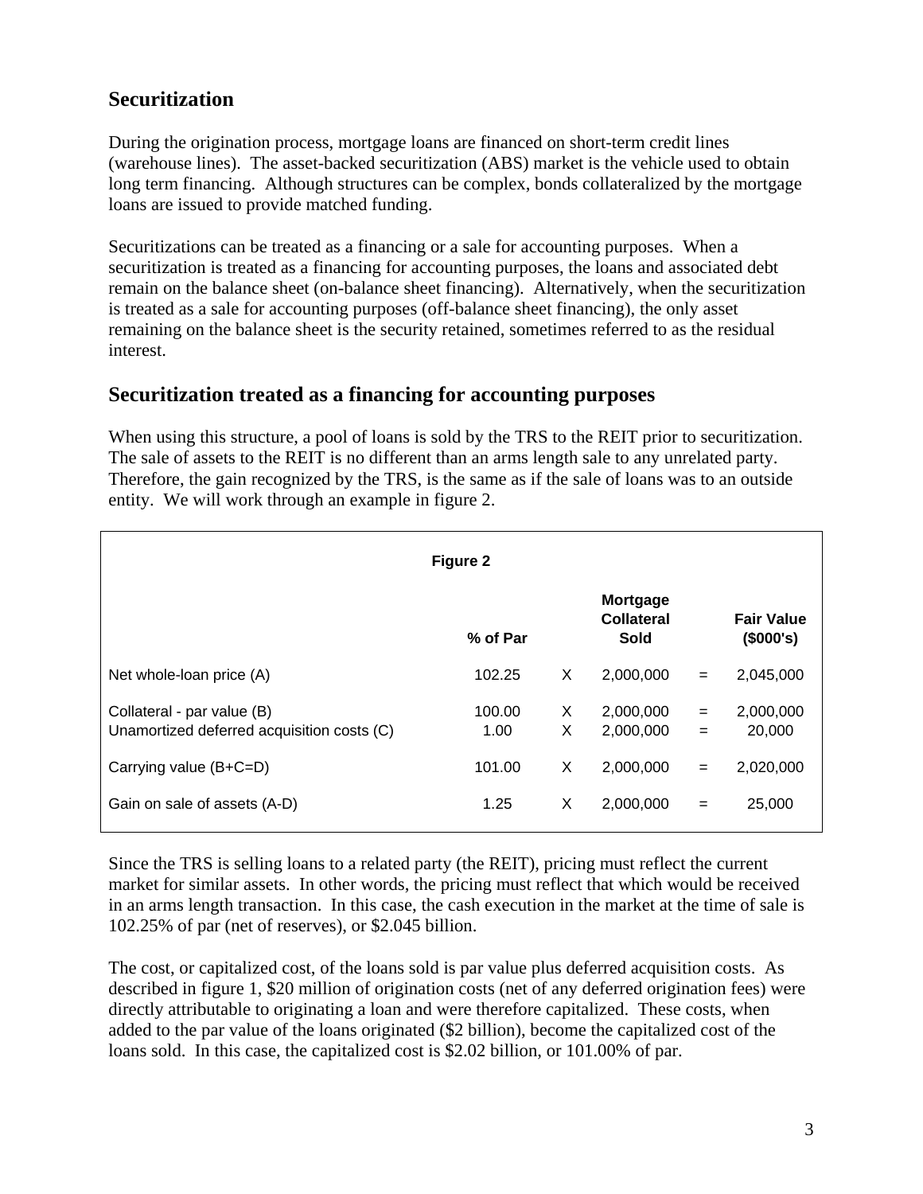## Securitization

During the origination process, mortgage loans are financed on short-term credit lines (warehouse lines). The asset-backed securitization (ABS) market is the vehicle used to obtain long term financing. Although structures can be complex, bonds collateralized by the mortgage loans are issued to provide matched funding.

Securitizations can be treated as a financing or a sale for accounting purposes. When a securitization is treated as a financing for accounting purposes, the loans and associated debt remain on the balance sheet (on-balance sheet financing). Alternatively, when the securitization is treated as a sale for accounting purposes (off-balance sheet financing), the only asset remaining on the balance sheet is the security retained, sometimes referred to as the residual interest.

## Securitization treated as a financing for accounting purposes

When using this structure, a pool of loans is sold by the TRS to the REIT prior to securitization. The sale of assets to the REIT is no different than an arms length sale to any unrelated party. Therefore, the gain recognized by the TRS, is the same as if the sale of loans was to an outside entity. We will work through an example in figure 2.

**Figure 2**

| | % of Par | | Mortgage Collateral Sold | | Fair Value ($000's) |
|---|---|---|---|---|---|
| Net whole-loan price (A) | 102.25 | X | 2,000,000 | = | 2,045,000 |
| Collateral - par value (B) | 100.00 | X | 2,000,000 | = | 2,000,000 |
| Unamortized deferred acquisition costs (C) | 1.00 | X | 2,000,000 | = | 20,000 |
| Carrying value (B+C=D) | 101.00 | X | 2,000,000 | = | 2,020,000 |
| Gain on sale of assets (A-D) | 1.25 | X | 2,000,000 | = | 25,000 |

Since the TRS is selling loans to a related party (the REIT), pricing must reflect the current market for similar assets. In other words, the pricing must reflect that which would be received in an arms length transaction. In this case, the cash execution in the market at the time of sale is 102.25% of par (net of reserves), or $2.045 billion.

The cost, or capitalized cost, of the loans sold is par value plus deferred acquisition costs. As described in figure 1, $20 million of origination costs (net of any deferred origination fees) were directly attributable to originating a loan and were therefore capitalized. These costs, when added to the par value of the loans originated ($2 billion), become the capitalized cost of the loans sold. In this case, the capitalized cost is $2.02 billion, or 101.00% of par.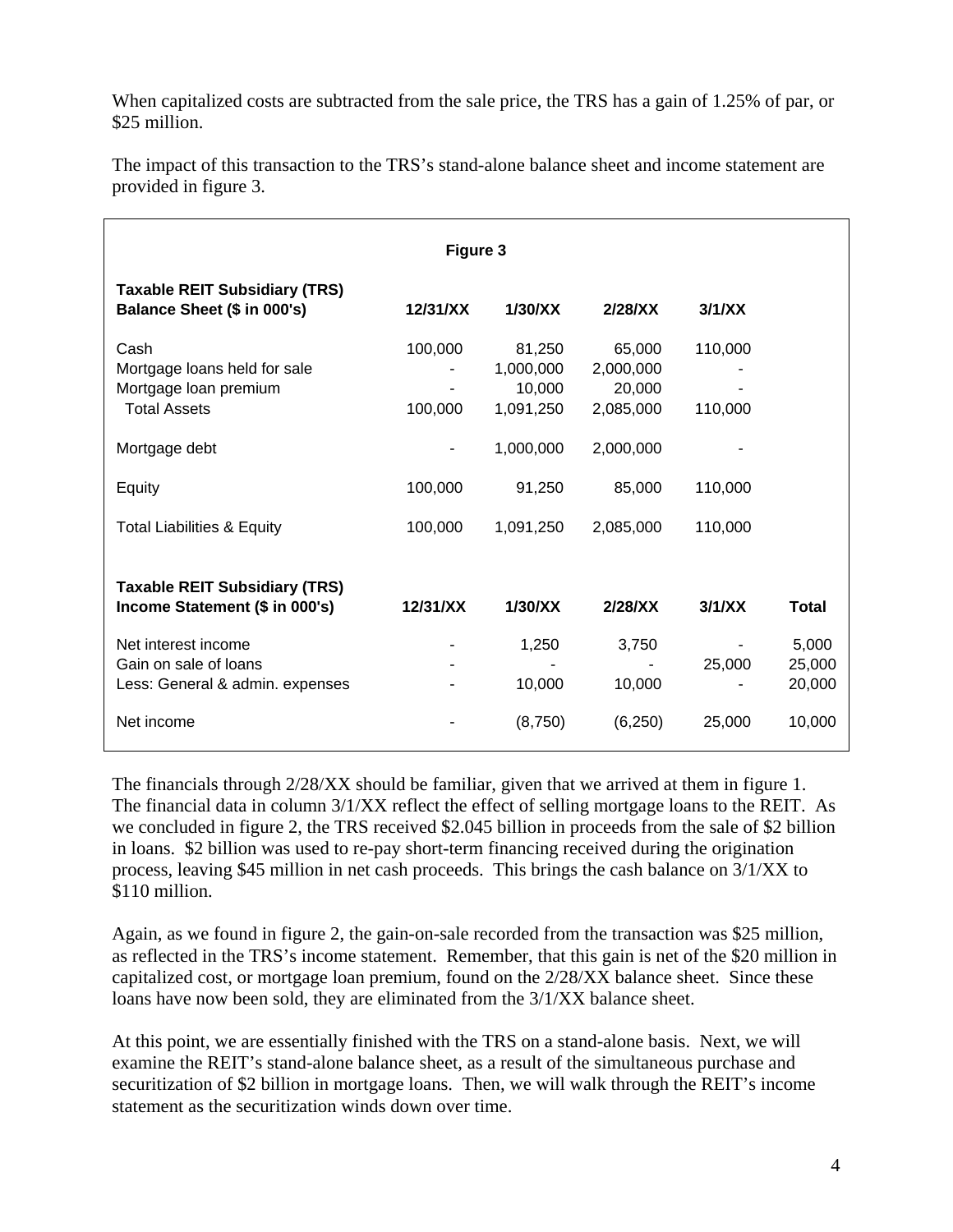When capitalized costs are subtracted from the sale price, the TRS has a gain of 1.25% of par, or $25 million.

The impact of this transaction to the TRS's stand-alone balance sheet and income statement are provided in figure 3.

**Figure 3**

| Taxable REIT Subsidiary (TRS) Balance Sheet ($ in 000's) | 12/31/XX | 1/30/XX | 2/28/XX | 3/1/XX |
|---|---|---|---|---|
| Cash | 100,000 | 81,250 | 65,000 | 110,000 |
| Mortgage loans held for sale | - | 1,000,000 | 2,000,000 | - |
| Mortgage loan premium | - | 10,000 | 20,000 | - |
| Total Assets | 100,000 | 1,091,250 | 2,085,000 | 110,000 |
| Mortgage debt | - | 1,000,000 | 2,000,000 | - |
| Equity | 100,000 | 91,250 | 85,000 | 110,000 |
| Total Liabilities & Equity | 100,000 | 1,091,250 | 2,085,000 | 110,000 |

| Taxable REIT Subsidiary (TRS) Income Statement ($ in 000's) | 12/31/XX | 1/30/XX | 2/28/XX | 3/1/XX | Total |
|---|---|---|---|---|---|
| Net interest income | - | 1,250 | 3,750 | - | 5,000 |
| Gain on sale of loans | - | - | - | 25,000 | 25,000 |
| Less: General & admin. expenses | - | 10,000 | 10,000 | - | 20,000 |
| Net income | - | (8,750) | (6,250) | 25,000 | 10,000 |

The financials through 2/28/XX should be familiar, given that we arrived at them in figure 1. The financial data in column 3/1/XX reflect the effect of selling mortgage loans to the REIT. As we concluded in figure 2, the TRS received $2.045 billion in proceeds from the sale of $2 billion in loans. $2 billion was used to re-pay short-term financing received during the origination process, leaving $45 million in net cash proceeds. This brings the cash balance on 3/1/XX to $110 million.

Again, as we found in figure 2, the gain-on-sale recorded from the transaction was $25 million, as reflected in the TRS's income statement. Remember, that this gain is net of the $20 million in capitalized cost, or mortgage loan premium, found on the 2/28/XX balance sheet. Since these loans have now been sold, they are eliminated from the 3/1/XX balance sheet.

At this point, we are essentially finished with the TRS on a stand-alone basis. Next, we will examine the REIT's stand-alone balance sheet, as a result of the simultaneous purchase and securitization of $2 billion in mortgage loans. Then, we will walk through the REIT's income statement as the securitization winds down over time.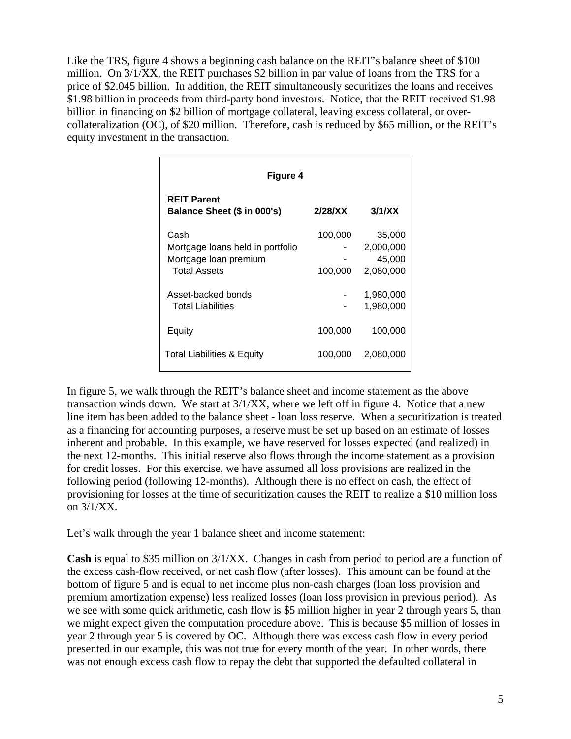Like the TRS, figure 4 shows a beginning cash balance on the REIT's balance sheet of $100 million. On 3/1/XX, the REIT purchases $2 billion in par value of loans from the TRS for a price of $2.045 billion. In addition, the REIT simultaneously securitizes the loans and receives $1.98 billion in proceeds from third-party bond investors. Notice, that the REIT received $1.98 billion in financing on $2 billion of mortgage collateral, leaving excess collateral, or over-collateralization (OC), of $20 million. Therefore, cash is reduced by $65 million, or the REIT's equity investment in the transaction.

**Figure 4**

| **REIT Parent Balance Sheet ($ in 000's)** | **2/28/XX** | **3/1/XX** |
|---|---|---|
| Cash | 100,000 | 35,000 |
| Mortgage loans held in portfolio | - | 2,000,000 |
| Mortgage loan premium | - | 45,000 |
| Total Assets | 100,000 | 2,080,000 |
| | | |
| Asset-backed bonds | - | 1,980,000 |
| Total Liabilities | - | 1,980,000 |
| | | |
| Equity | 100,000 | 100,000 |
| | | |
| Total Liabilities & Equity | 100,000 | 2,080,000 |

In figure 5, we walk through the REIT's balance sheet and income statement as the above transaction winds down. We start at 3/1/XX, where we left off in figure 4. Notice that a new line item has been added to the balance sheet - loan loss reserve. When a securitization is treated as a financing for accounting purposes, a reserve must be set up based on an estimate of losses inherent and probable. In this example, we have reserved for losses expected (and realized) in the next 12-months. This initial reserve also flows through the income statement as a provision for credit losses. For this exercise, we have assumed all loss provisions are realized in the following period (following 12-months). Although there is no effect on cash, the effect of provisioning for losses at the time of securitization causes the REIT to realize a $10 million loss on 3/1/XX.

Let's walk through the year 1 balance sheet and income statement:

**Cash** is equal to $35 million on 3/1/XX. Changes in cash from period to period are a function of the excess cash-flow received, or net cash flow (after losses). This amount can be found at the bottom of figure 5 and is equal to net income plus non-cash charges (loan loss provision and premium amortization expense) less realized losses (loan loss provision in previous period). As we see with some quick arithmetic, cash flow is $5 million higher in year 2 through years 5, than we might expect given the computation procedure above. This is because $5 million of losses in year 2 through year 5 is covered by OC. Although there was excess cash flow in every period presented in our example, this was not true for every month of the year. In other words, there was not enough excess cash flow to repay the debt that supported the defaulted collateral in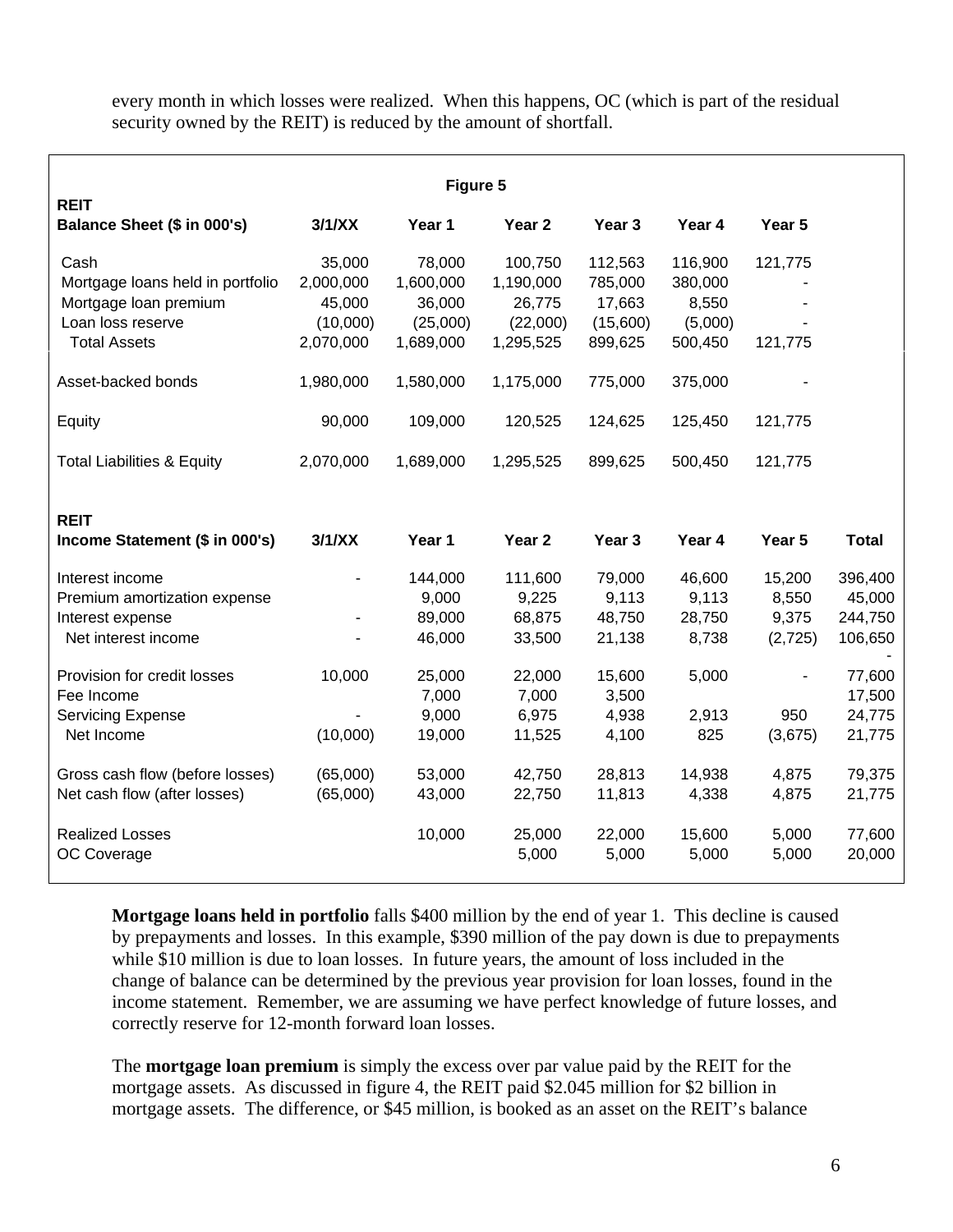every month in which losses were realized. When this happens, OC (which is part of the residual security owned by the REIT) is reduced by the amount of shortfall.

**Figure 5**

| REIT Balance Sheet ($ in 000's) | 3/1/XX | Year 1 | Year 2 | Year 3 | Year 4 | Year 5 |
|---|---|---|---|---|---|---|
| Cash | 35,000 | 78,000 | 100,750 | 112,563 | 116,900 | 121,775 |
| Mortgage loans held in portfolio | 2,000,000 | 1,600,000 | 1,190,000 | 785,000 | 380,000 | - |
| Mortgage loan premium | 45,000 | 36,000 | 26,775 | 17,663 | 8,550 | - |
| Loan loss reserve | (10,000) | (25,000) | (22,000) | (15,600) | (5,000) | - |
| Total Assets | 2,070,000 | 1,689,000 | 1,295,525 | 899,625 | 500,450 | 121,775 |
| Asset-backed bonds | 1,980,000 | 1,580,000 | 1,175,000 | 775,000 | 375,000 | - |
| Equity | 90,000 | 109,000 | 120,525 | 124,625 | 125,450 | 121,775 |
| Total Liabilities & Equity | 2,070,000 | 1,689,000 | 1,295,525 | 899,625 | 500,450 | 121,775 |

| REIT Income Statement ($ in 000's) | 3/1/XX | Year 1 | Year 2 | Year 3 | Year 4 | Year 5 | Total |
|---|---|---|---|---|---|---|---|
| Interest income | - | 144,000 | 111,600 | 79,000 | 46,600 | 15,200 | 396,400 |
| Premium amortization expense | | 9,000 | 9,225 | 9,113 | 9,113 | 8,550 | 45,000 |
| Interest expense | - | 89,000 | 68,875 | 48,750 | 28,750 | 9,375 | 244,750 |
| Net interest income | - | 46,000 | 33,500 | 21,138 | 8,738 | (2,725) | 106,650 |
| | | | | | | | - |
| Provision for credit losses | 10,000 | 25,000 | 22,000 | 15,600 | 5,000 | - | 77,600 |
| Fee Income | | 7,000 | 7,000 | 3,500 | | | 17,500 |
| Servicing Expense | - | 9,000 | 6,975 | 4,938 | 2,913 | 950 | 24,775 |
| Net Income | (10,000) | 19,000 | 11,525 | 4,100 | 825 | (3,675) | 21,775 |
| Gross cash flow (before losses) | (65,000) | 53,000 | 42,750 | 28,813 | 14,938 | 4,875 | 79,375 |
| Net cash flow (after losses) | (65,000) | 43,000 | 22,750 | 11,813 | 4,338 | 4,875 | 21,775 |
| Realized Losses | | 10,000 | 25,000 | 22,000 | 15,600 | 5,000 | 77,600 |
| OC Coverage | | | 5,000 | 5,000 | 5,000 | 5,000 | 20,000 |

**Mortgage loans held in portfolio** falls $400 million by the end of year 1. This decline is caused by prepayments and losses. In this example, $390 million of the pay down is due to prepayments while $10 million is due to loan losses. In future years, the amount of loss included in the change of balance can be determined by the previous year provision for loan losses, found in the income statement. Remember, we are assuming we have perfect knowledge of future losses, and correctly reserve for 12-month forward loan losses.

The **mortgage loan premium** is simply the excess over par value paid by the REIT for the mortgage assets. As discussed in figure 4, the REIT paid $2.045 million for $2 billion in mortgage assets. The difference, or $45 million, is booked as an asset on the REIT's balance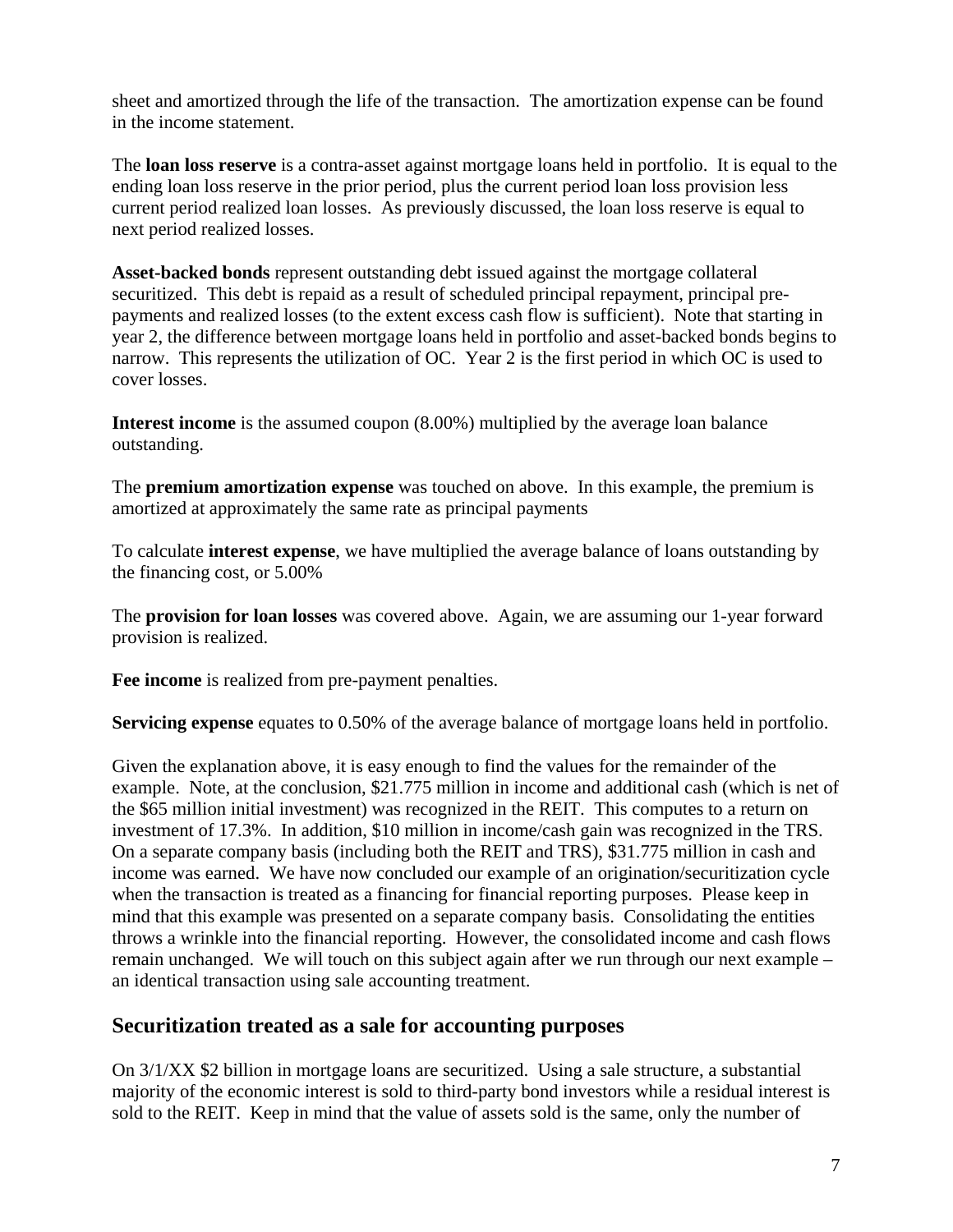sheet and amortized through the life of the transaction. The amortization expense can be found in the income statement.

The **loan loss reserve** is a contra-asset against mortgage loans held in portfolio. It is equal to the ending loan loss reserve in the prior period, plus the current period loan loss provision less current period realized loan losses. As previously discussed, the loan loss reserve is equal to next period realized losses.

**Asset-backed bonds** represent outstanding debt issued against the mortgage collateral securitized. This debt is repaid as a result of scheduled principal repayment, principal pre-payments and realized losses (to the extent excess cash flow is sufficient). Note that starting in year 2, the difference between mortgage loans held in portfolio and asset-backed bonds begins to narrow. This represents the utilization of OC. Year 2 is the first period in which OC is used to cover losses.

**Interest income** is the assumed coupon (8.00%) multiplied by the average loan balance outstanding.

The **premium amortization expense** was touched on above. In this example, the premium is amortized at approximately the same rate as principal payments

To calculate **interest expense**, we have multiplied the average balance of loans outstanding by the financing cost, or 5.00%

The **provision for loan losses** was covered above. Again, we are assuming our 1-year forward provision is realized.

**Fee income** is realized from pre-payment penalties.

**Servicing expense** equates to 0.50% of the average balance of mortgage loans held in portfolio.

Given the explanation above, it is easy enough to find the values for the remainder of the example. Note, at the conclusion, $21.775 million in income and additional cash (which is net of the $65 million initial investment) was recognized in the REIT. This computes to a return on investment of 17.3%. In addition, $10 million in income/cash gain was recognized in the TRS. On a separate company basis (including both the REIT and TRS), $31.775 million in cash and income was earned. We have now concluded our example of an origination/securitization cycle when the transaction is treated as a financing for financial reporting purposes. Please keep in mind that this example was presented on a separate company basis. Consolidating the entities throws a wrinkle into the financial reporting. However, the consolidated income and cash flows remain unchanged. We will touch on this subject again after we run through our next example – an identical transaction using sale accounting treatment.

## Securitization treated as a sale for accounting purposes

On 3/1/XX $2 billion in mortgage loans are securitized. Using a sale structure, a substantial majority of the economic interest is sold to third-party bond investors while a residual interest is sold to the REIT. Keep in mind that the value of assets sold is the same, only the number of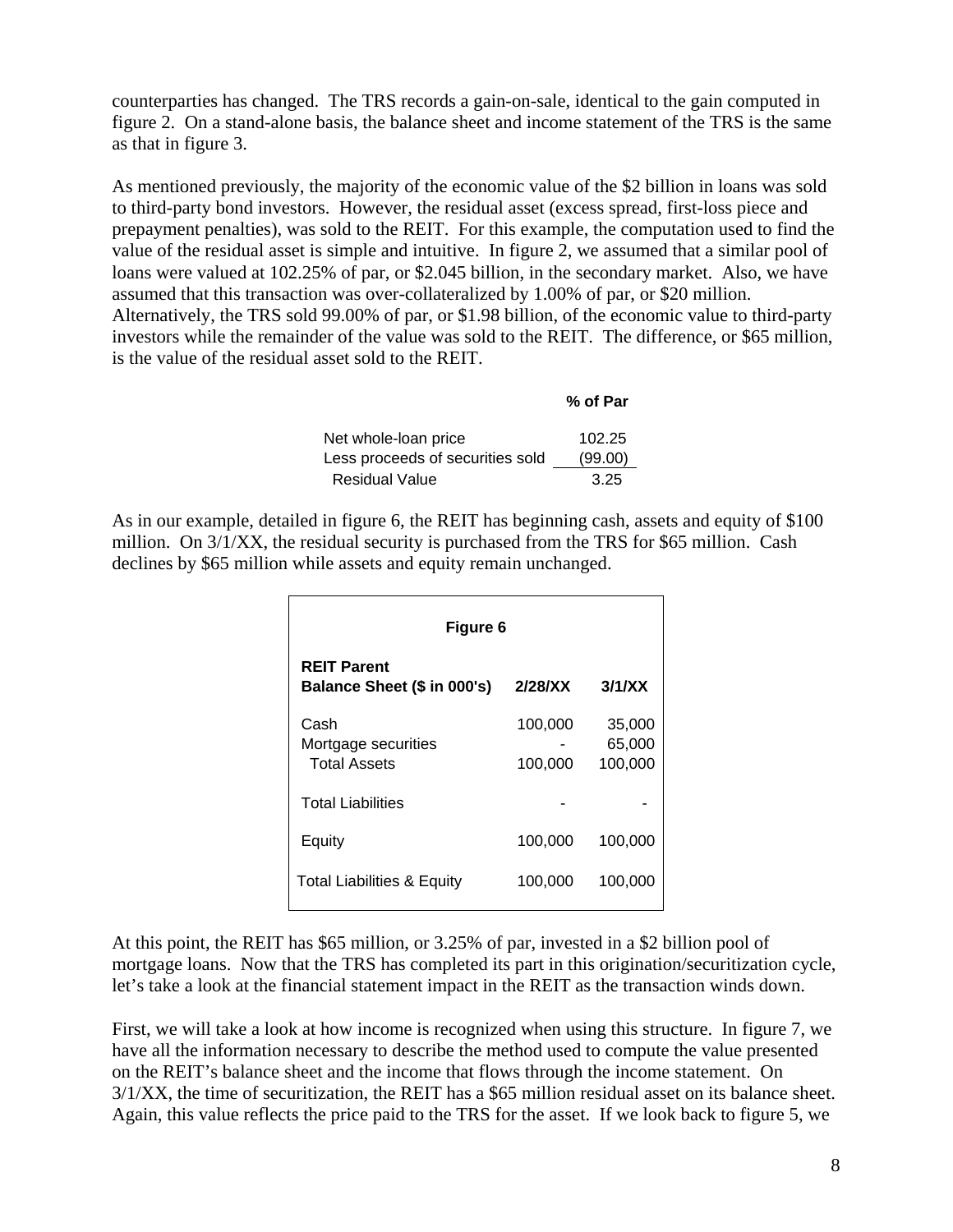counterparties has changed. The TRS records a gain-on-sale, identical to the gain computed in figure 2. On a stand-alone basis, the balance sheet and income statement of the TRS is the same as that in figure 3.

As mentioned previously, the majority of the economic value of the $2 billion in loans was sold to third-party bond investors. However, the residual asset (excess spread, first-loss piece and prepayment penalties), was sold to the REIT. For this example, the computation used to find the value of the residual asset is simple and intuitive. In figure 2, we assumed that a similar pool of loans were valued at 102.25% of par, or $2.045 billion, in the secondary market. Also, we have assumed that this transaction was over-collateralized by 1.00% of par, or $20 million. Alternatively, the TRS sold 99.00% of par, or $1.98 billion, of the economic value to third-party investors while the remainder of the value was sold to the REIT. The difference, or $65 million, is the value of the residual asset sold to the REIT.

| | % of Par |
|---|---|
| Net whole-loan price | 102.25 |
| Less proceeds of securities sold | (99.00) |
| Residual Value | 3.25 |

As in our example, detailed in figure 6, the REIT has beginning cash, assets and equity of $100 million. On 3/1/XX, the residual security is purchased from the TRS for $65 million. Cash declines by $65 million while assets and equity remain unchanged.

**Figure 6**

| **REIT Parent Balance Sheet ($ in 000's)** | **2/28/XX** | **3/1/XX** |
|---|---|---|
| Cash | 100,000 | 35,000 |
| Mortgage securities | - | 65,000 |
| Total Assets | 100,000 | 100,000 |
| Total Liabilities | - | - |
| Equity | 100,000 | 100,000 |
| Total Liabilities & Equity | 100,000 | 100,000 |

At this point, the REIT has $65 million, or 3.25% of par, invested in a $2 billion pool of mortgage loans. Now that the TRS has completed its part in this origination/securitization cycle, let's take a look at the financial statement impact in the REIT as the transaction winds down.

First, we will take a look at how income is recognized when using this structure. In figure 7, we have all the information necessary to describe the method used to compute the value presented on the REIT's balance sheet and the income that flows through the income statement. On 3/1/XX, the time of securitization, the REIT has a $65 million residual asset on its balance sheet. Again, this value reflects the price paid to the TRS for the asset. If we look back to figure 5, we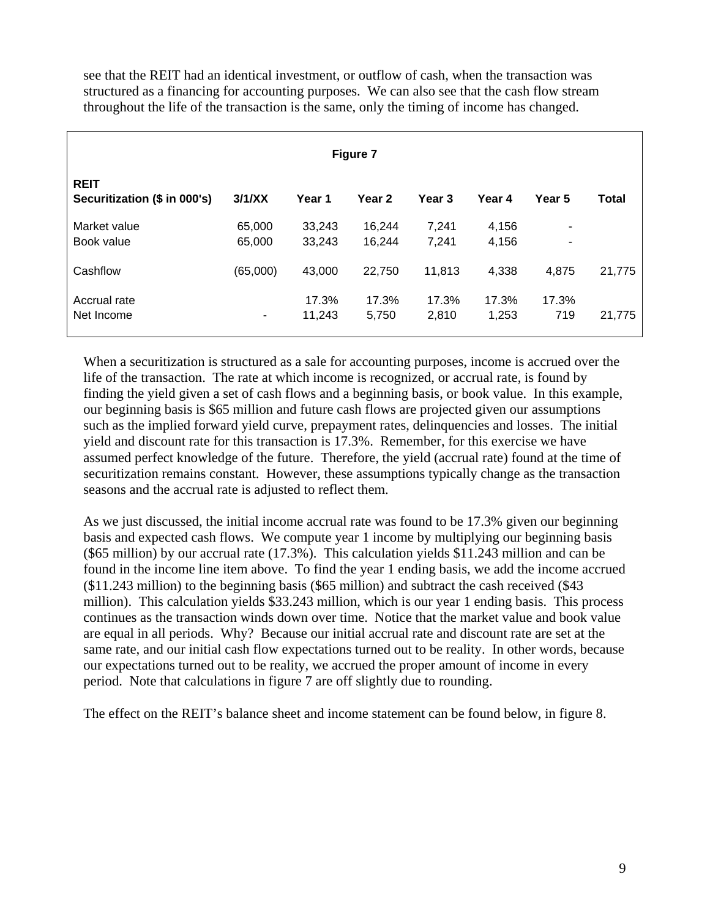see that the REIT had an identical investment, or outflow of cash, when the transaction was structured as a financing for accounting purposes. We can also see that the cash flow stream throughout the life of the transaction is the same, only the timing of income has changed.

**Figure 7**

| **REIT Securitization ($ in 000's)** | **3/1/XX** | **Year 1** | **Year 2** | **Year 3** | **Year 4** | **Year 5** | **Total** |
|---|---|---|---|---|---|---|---|
| Market value | 65,000 | 33,243 | 16,244 | 7,241 | 4,156 | - | |
| Book value | 65,000 | 33,243 | 16,244 | 7,241 | 4,156 | - | |
| Cashflow | (65,000) | 43,000 | 22,750 | 11,813 | 4,338 | 4,875 | 21,775 |
| Accrual rate | | 17.3% | 17.3% | 17.3% | 17.3% | 17.3% | |
| Net Income | - | 11,243 | 5,750 | 2,810 | 1,253 | 719 | 21,775 |

When a securitization is structured as a sale for accounting purposes, income is accrued over the life of the transaction. The rate at which income is recognized, or accrual rate, is found by finding the yield given a set of cash flows and a beginning basis, or book value. In this example, our beginning basis is $65 million and future cash flows are projected given our assumptions such as the implied forward yield curve, prepayment rates, delinquencies and losses. The initial yield and discount rate for this transaction is 17.3%. Remember, for this exercise we have assumed perfect knowledge of the future. Therefore, the yield (accrual rate) found at the time of securitization remains constant. However, these assumptions typically change as the transaction seasons and the accrual rate is adjusted to reflect them.

As we just discussed, the initial income accrual rate was found to be 17.3% given our beginning basis and expected cash flows. We compute year 1 income by multiplying our beginning basis ($65 million) by our accrual rate (17.3%). This calculation yields $11.243 million and can be found in the income line item above. To find the year 1 ending basis, we add the income accrued ($11.243 million) to the beginning basis ($65 million) and subtract the cash received ($43 million). This calculation yields $33.243 million, which is our year 1 ending basis. This process continues as the transaction winds down over time. Notice that the market value and book value are equal in all periods. Why? Because our initial accrual rate and discount rate are set at the same rate, and our initial cash flow expectations turned out to be reality. In other words, because our expectations turned out to be reality, we accrued the proper amount of income in every period. Note that calculations in figure 7 are off slightly due to rounding.

The effect on the REIT's balance sheet and income statement can be found below, in figure 8.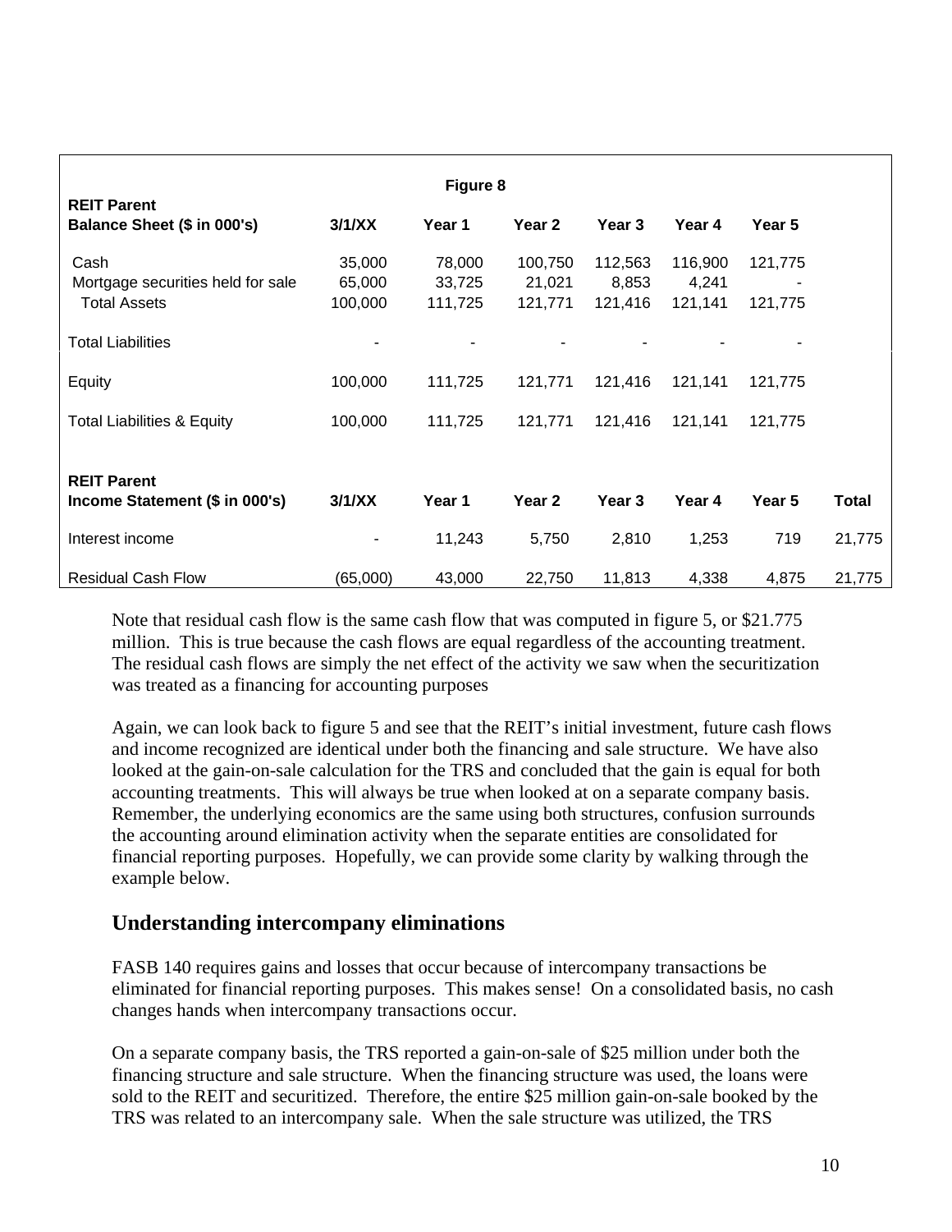**Figure 8**

| REIT Parent<br>Balance Sheet ($ in 000's) | 3/1/XX | Year 1 | Year 2 | Year 3 | Year 4 | Year 5 |
|---|---|---|---|---|---|---|
| Cash | 35,000 | 78,000 | 100,750 | 112,563 | 116,900 | 121,775 |
| Mortgage securities held for sale | 65,000 | 33,725 | 21,021 | 8,853 | 4,241 | - |
| Total Assets | 100,000 | 111,725 | 121,771 | 121,416 | 121,141 | 121,775 |
| Total Liabilities | - | - | - | - | - | - |
| Equity | 100,000 | 111,725 | 121,771 | 121,416 | 121,141 | 121,775 |
| Total Liabilities & Equity | 100,000 | 111,725 | 121,771 | 121,416 | 121,141 | 121,775 |

| REIT Parent<br>Income Statement ($ in 000's) | 3/1/XX | Year 1 | Year 2 | Year 3 | Year 4 | Year 5 | Total |
|---|---|---|---|---|---|---|---|
| Interest income | - | 11,243 | 5,750 | 2,810 | 1,253 | 719 | 21,775 |
| Residual Cash Flow | (65,000) | 43,000 | 22,750 | 11,813 | 4,338 | 4,875 | 21,775 |

Note that residual cash flow is the same cash flow that was computed in figure 5, or $21.775 million. This is true because the cash flows are equal regardless of the accounting treatment. The residual cash flows are simply the net effect of the activity we saw when the securitization was treated as a financing for accounting purposes

Again, we can look back to figure 5 and see that the REIT's initial investment, future cash flows and income recognized are identical under both the financing and sale structure. We have also looked at the gain-on-sale calculation for the TRS and concluded that the gain is equal for both accounting treatments. This will always be true when looked at on a separate company basis. Remember, the underlying economics are the same using both structures, confusion surrounds the accounting around elimination activity when the separate entities are consolidated for financial reporting purposes. Hopefully, we can provide some clarity by walking through the example below.

## Understanding intercompany eliminations

FASB 140 requires gains and losses that occur because of intercompany transactions be eliminated for financial reporting purposes. This makes sense! On a consolidated basis, no cash changes hands when intercompany transactions occur.

On a separate company basis, the TRS reported a gain-on-sale of $25 million under both the financing structure and sale structure. When the financing structure was used, the loans were sold to the REIT and securitized. Therefore, the entire $25 million gain-on-sale booked by the TRS was related to an intercompany sale. When the sale structure was utilized, the TRS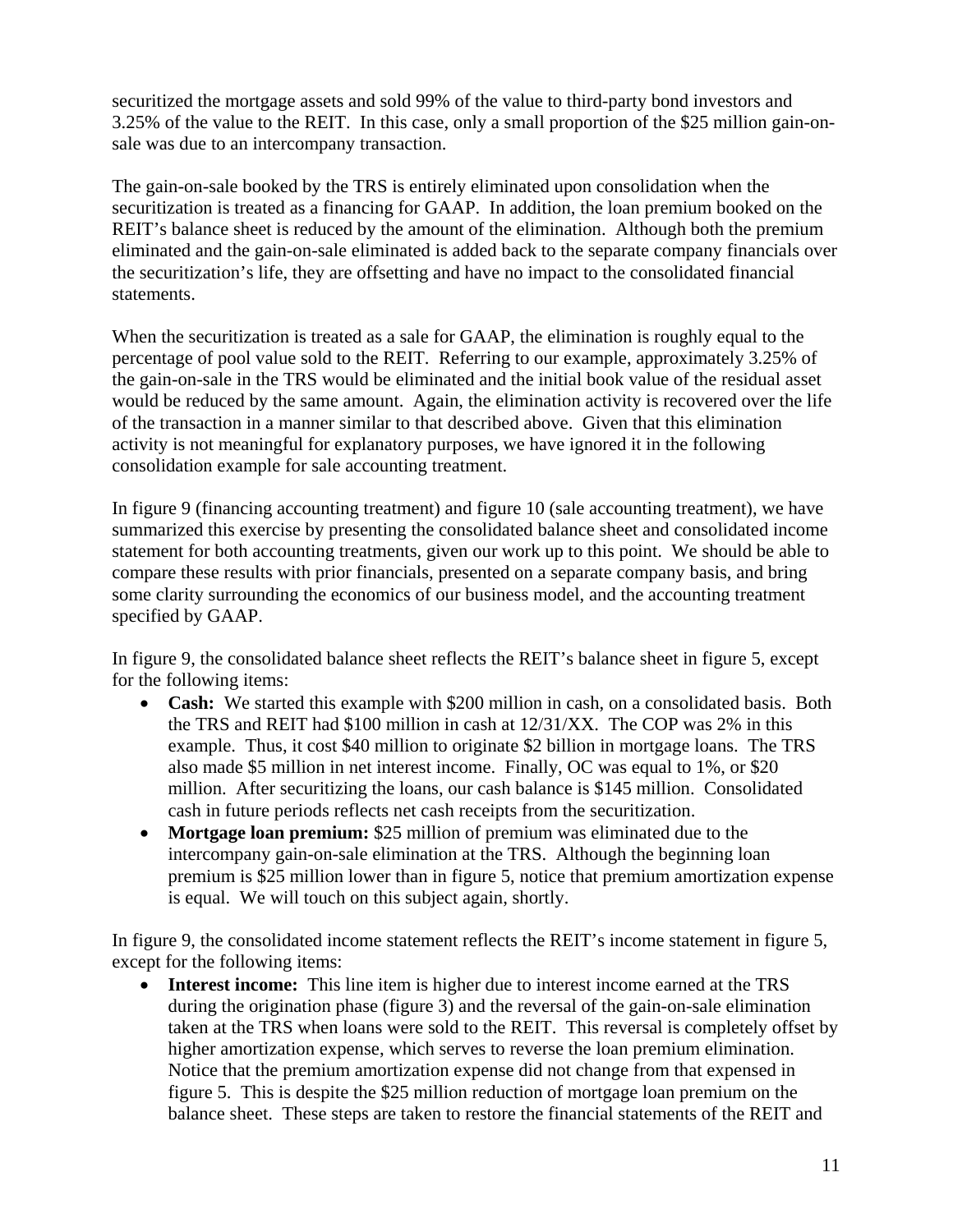securitized the mortgage assets and sold 99% of the value to third-party bond investors and 3.25% of the value to the REIT. In this case, only a small proportion of the $25 million gain-on-sale was due to an intercompany transaction.

The gain-on-sale booked by the TRS is entirely eliminated upon consolidation when the securitization is treated as a financing for GAAP. In addition, the loan premium booked on the REIT's balance sheet is reduced by the amount of the elimination. Although both the premium eliminated and the gain-on-sale eliminated is added back to the separate company financials over the securitization's life, they are offsetting and have no impact to the consolidated financial statements.

When the securitization is treated as a sale for GAAP, the elimination is roughly equal to the percentage of pool value sold to the REIT. Referring to our example, approximately 3.25% of the gain-on-sale in the TRS would be eliminated and the initial book value of the residual asset would be reduced by the same amount. Again, the elimination activity is recovered over the life of the transaction in a manner similar to that described above. Given that this elimination activity is not meaningful for explanatory purposes, we have ignored it in the following consolidation example for sale accounting treatment.

In figure 9 (financing accounting treatment) and figure 10 (sale accounting treatment), we have summarized this exercise by presenting the consolidated balance sheet and consolidated income statement for both accounting treatments, given our work up to this point. We should be able to compare these results with prior financials, presented on a separate company basis, and bring some clarity surrounding the economics of our business model, and the accounting treatment specified by GAAP.

In figure 9, the consolidated balance sheet reflects the REIT's balance sheet in figure 5, except for the following items:

- **Cash:** We started this example with $200 million in cash, on a consolidated basis. Both the TRS and REIT had $100 million in cash at 12/31/XX. The COP was 2% in this example. Thus, it cost $40 million to originate $2 billion in mortgage loans. The TRS also made $5 million in net interest income. Finally, OC was equal to 1%, or $20 million. After securitizing the loans, our cash balance is $145 million. Consolidated cash in future periods reflects net cash receipts from the securitization.
- **Mortgage loan premium:** $25 million of premium was eliminated due to the intercompany gain-on-sale elimination at the TRS. Although the beginning loan premium is $25 million lower than in figure 5, notice that premium amortization expense is equal. We will touch on this subject again, shortly.

In figure 9, the consolidated income statement reflects the REIT's income statement in figure 5, except for the following items:

- **Interest income:** This line item is higher due to interest income earned at the TRS during the origination phase (figure 3) and the reversal of the gain-on-sale elimination taken at the TRS when loans were sold to the REIT. This reversal is completely offset by higher amortization expense, which serves to reverse the loan premium elimination. Notice that the premium amortization expense did not change from that expensed in figure 5. This is despite the $25 million reduction of mortgage loan premium on the balance sheet. These steps are taken to restore the financial statements of the REIT and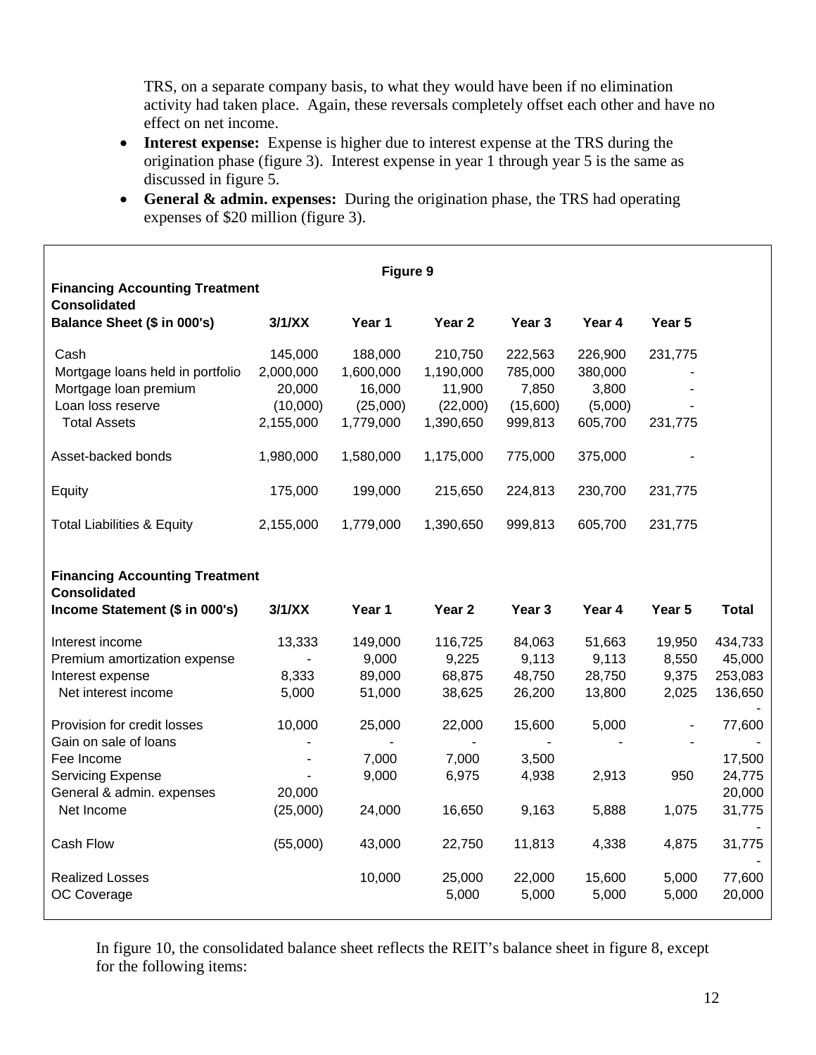TRS, on a separate company basis, to what they would have been if no elimination activity had taken place. Again, these reversals completely offset each other and have no effect on net income.

- **Interest expense:** Expense is higher due to interest expense at the TRS during the origination phase (figure 3). Interest expense in year 1 through year 5 is the same as discussed in figure 5.
- **General & admin. expenses:** During the origination phase, the TRS had operating expenses of $20 million (figure 3).

**Figure 9**

**Financing Accounting Treatment Consolidated**

| Balance Sheet ($ in 000's) | 3/1/XX | Year 1 | Year 2 | Year 3 | Year 4 | Year 5 |
|---|---|---|---|---|---|---|
| Cash | 145,000 | 188,000 | 210,750 | 222,563 | 226,900 | 231,775 |
| Mortgage loans held in portfolio | 2,000,000 | 1,600,000 | 1,190,000 | 785,000 | 380,000 | - |
| Mortgage loan premium | 20,000 | 16,000 | 11,900 | 7,850 | 3,800 | - |
| Loan loss reserve | (10,000) | (25,000) | (22,000) | (15,600) | (5,000) | - |
| Total Assets | 2,155,000 | 1,779,000 | 1,390,650 | 999,813 | 605,700 | 231,775 |
| | | | | | | |
| Asset-backed bonds | 1,980,000 | 1,580,000 | 1,175,000 | 775,000 | 375,000 | - |
| | | | | | | |
| Equity | 175,000 | 199,000 | 215,650 | 224,813 | 230,700 | 231,775 |
| | | | | | | |
| Total Liabilities & Equity | 2,155,000 | 1,779,000 | 1,390,650 | 999,813 | 605,700 | 231,775 |

**Financing Accounting Treatment Consolidated**

| Income Statement ($ in 000's) | 3/1/XX | Year 1 | Year 2 | Year 3 | Year 4 | Year 5 | Total |
|---|---|---|---|---|---|---|---|
| Interest income | 13,333 | 149,000 | 116,725 | 84,063 | 51,663 | 19,950 | 434,733 |
| Premium amortization expense | - | 9,000 | 9,225 | 9,113 | 9,113 | 8,550 | 45,000 |
| Interest expense | 8,333 | 89,000 | 68,875 | 48,750 | 28,750 | 9,375 | 253,083 |
| Net interest income | 5,000 | 51,000 | 38,625 | 26,200 | 13,800 | 2,025 | 136,650 |
| | | | | | | | - |
| Provision for credit losses | 10,000 | 25,000 | 22,000 | 15,600 | 5,000 | - | 77,600 |
| Gain on sale of loans | - | - | - | - | - | - | - |
| Fee Income | - | 7,000 | 7,000 | 3,500 | | | 17,500 |
| Servicing Expense | - | 9,000 | 6,975 | 4,938 | 2,913 | 950 | 24,775 |
| General & admin. expenses | 20,000 | | | | | | 20,000 |
| Net Income | (25,000) | 24,000 | 16,650 | 9,163 | 5,888 | 1,075 | 31,775 |
| | | | | | | | - |
| Cash Flow | (55,000) | 43,000 | 22,750 | 11,813 | 4,338 | 4,875 | 31,775 |
| | | | | | | | - |
| Realized Losses | | 10,000 | 25,000 | 22,000 | 15,600 | 5,000 | 77,600 |
| OC Coverage | | | 5,000 | 5,000 | 5,000 | 5,000 | 20,000 |

In figure 10, the consolidated balance sheet reflects the REIT's balance sheet in figure 8, except for the following items: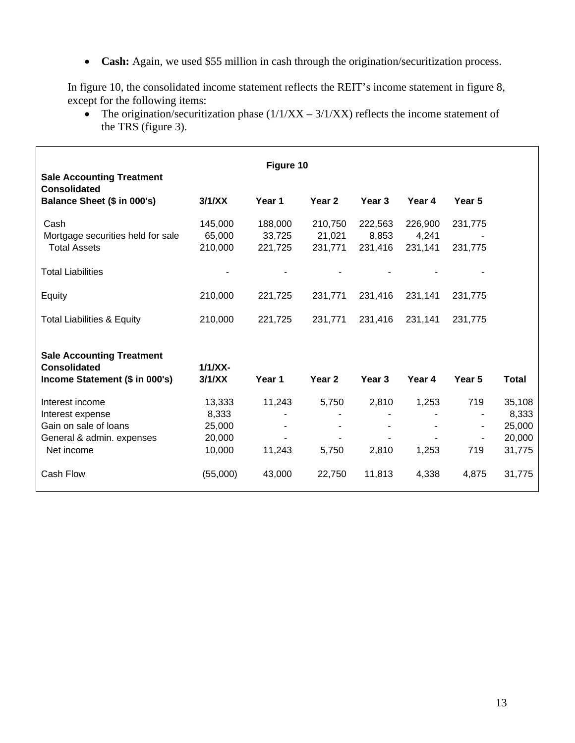- **Cash:** Again, we used $55 million in cash through the origination/securitization process.

In figure 10, the consolidated income statement reflects the REIT's income statement in figure 8, except for the following items:

- The origination/securitization phase (1/1/XX – 3/1/XX) reflects the income statement of the TRS (figure 3).

**Figure 10**

| **Sale Accounting Treatment Consolidated Balance Sheet ($ in 000's)** | **3/1/XX** | **Year 1** | **Year 2** | **Year 3** | **Year 4** | **Year 5** |
|---|---|---|---|---|---|---|
| Cash | 145,000 | 188,000 | 210,750 | 222,563 | 226,900 | 231,775 |
| Mortgage securities held for sale | 65,000 | 33,725 | 21,021 | 8,853 | 4,241 | - |
| Total Assets | 210,000 | 221,725 | 231,771 | 231,416 | 231,141 | 231,775 |
| Total Liabilities | - | - | - | - | - | - |
| Equity | 210,000 | 221,725 | 231,771 | 231,416 | 231,141 | 231,775 |
| Total Liabilities & Equity | 210,000 | 221,725 | 231,771 | 231,416 | 231,141 | 231,775 |

| **Sale Accounting Treatment Consolidated Income Statement ($ in 000's)** | **1/1/XX-3/1/XX** | **Year 1** | **Year 2** | **Year 3** | **Year 4** | **Year 5** | **Total** |
|---|---|---|---|---|---|---|---|
| Interest income | 13,333 | 11,243 | 5,750 | 2,810 | 1,253 | 719 | 35,108 |
| Interest expense | 8,333 | - | - | - | - | - | 8,333 |
| Gain on sale of loans | 25,000 | - | - | - | - | - | 25,000 |
| General & admin. expenses | 20,000 | - | - | - | - | - | 20,000 |
| Net income | 10,000 | 11,243 | 5,750 | 2,810 | 1,253 | 719 | 31,775 |
| Cash Flow | (55,000) | 43,000 | 22,750 | 11,813 | 4,338 | 4,875 | 31,775 |